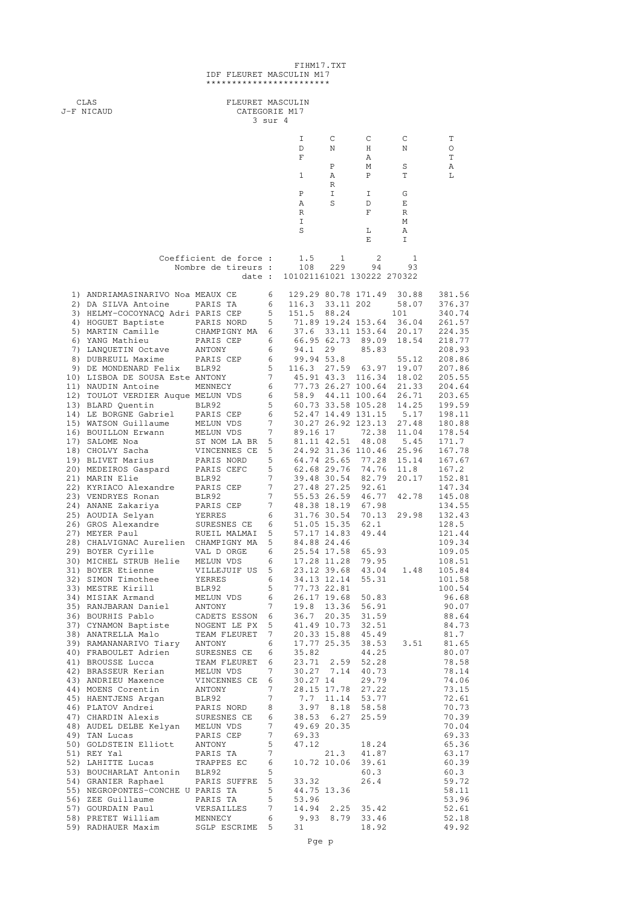FIHM17.TXT

# IDF FLEURET MASCULIN M17

CLAS
J-F NICAUD

FLEURET MASCULIN
CATEGORIE M17
3 sur 4

| Clas. | Nom | Club | | IDF 1 PARIS | CN PARIS | CHAMP IDF LE | CN ST GERMAI | TOTAL |
|---|---|---|---|---|---|---|---|---|
| | | | Coefficient de force : | 1.5 | 1 | 2 | 1 | |
| | | | Nombre de tireurs : | 108 | 229 | 94 | 93 | |
| | | | date : | 101021 | 161021 | 130222 | 270322 | |
| 1) | ANDRIAMASINARIVO Noa | MEAUX CE | 6 | 129.29 | 80.78 | 171.49 | 30.88 | 381.56 |
| 2) | DA SILVA Antoine | PARIS TA | 6 | 116.3 | 33.11 | 202 | 58.07 | 376.37 |
| 3) | HELMY-COCOYNACQ Adri | PARIS CEP | 5 | 151.5 | 88.24 | | 101 | 340.74 |
| 4) | HOGUET Baptiste | PARIS NORD | 5 | 71.89 | 19.24 | 153.64 | 36.04 | 261.57 |
| 5) | MARTIN Camille | CHAMPIGNY MA | 6 | 37.6 | 33.11 | 153.64 | 20.17 | 224.35 |
| 6) | YANG Mathieu | PARIS CEP | 6 | 66.95 | 62.73 | 89.09 | 18.54 | 218.77 |
| 7) | LANQUETIN Octave | ANTONY | 6 | 94.1 | 29 | 85.83 | | 208.93 |
| 8) | DUBREUIL Maxime | PARIS CEP | 6 | 99.94 | 53.8 | | 55.12 | 208.86 |
| 9) | DE MONDENARD Felix | BLR92 | 5 | 116.3 | 27.59 | 63.97 | 19.07 | 207.86 |
| 10) | LISBOA DE SOUSA Este | ANTONY | 7 | 45.91 | 43.3 | 116.34 | 18.02 | 205.55 |
| 11) | NAUDIN Antoine | MENNECY | 6 | 77.73 | 26.27 | 100.64 | 21.33 | 204.64 |
| 12) | TOULOT VERDIER Auque | MELUN VDS | 6 | 58.9 | 44.11 | 100.64 | 26.71 | 203.65 |
| 13) | BLARD Quentin | BLR92 | 5 | 60.73 | 33.58 | 105.28 | 14.25 | 199.59 |
| 14) | LE BORGNE Gabriel | PARIS CEP | 6 | 52.47 | 14.49 | 131.15 | 5.17 | 198.11 |
| 15) | WATSON Guillaume | MELUN VDS | 7 | 30.27 | 26.92 | 123.13 | 27.48 | 180.88 |
| 16) | BOUILLON Erwann | MELUN VDS | 7 | 89.16 | 17 | 72.38 | 11.04 | 178.54 |
| 17) | SALOME Noa | ST NOM LA BR | 5 | 81.11 | 42.51 | 48.08 | 5.45 | 171.7 |
| 18) | CHOLVY Sacha | VINCENNES CE | 5 | 24.92 | 31.36 | 110.46 | 25.96 | 167.78 |
| 19) | BLIVET Marius | PARIS NORD | 5 | 64.74 | 25.65 | 77.28 | 15.14 | 167.67 |
| 20) | MEDEIROS Gaspard | PARIS CEFC | 5 | 62.68 | 29.76 | 74.76 | 11.8 | 167.2 |
| 21) | MARIN Elie | BLR92 | 7 | 39.48 | 30.54 | 82.79 | 20.17 | 152.81 |
| 22) | KYRIACO Alexandre | PARIS CEP | 7 | 27.48 | 27.25 | 92.61 | | 147.34 |
| 23) | VENDRYES Ronan | BLR92 | 7 | 55.53 | 26.59 | 46.77 | 42.78 | 145.08 |
| 24) | ANANE Zakariya | PARIS CEP | 7 | 48.38 | 18.19 | 67.98 | | 134.55 |
| 25) | AOUDIA Selyan | YERRES | 6 | 31.76 | 30.54 | 70.13 | 29.98 | 132.43 |
| 26) | GROS Alexandre | SURESNES CE | 6 | 51.05 | 15.35 | 62.1 | | 128.5 |
| 27) | MEYER Paul | RUEIL MALMAI | 5 | 57.17 | 14.83 | 49.44 | | 121.44 |
| 28) | CHALVIGNAC Aurelien | CHAMPIGNY MA | 5 | 84.88 | 24.46 | | | 109.34 |
| 29) | BOYER Cyrille | VAL D ORGE | 6 | 25.54 | 17.58 | 65.93 | | 109.05 |
| 30) | MICHEL STRUB Helie | MELUN VDS | 6 | 17.28 | 11.28 | 79.95 | | 108.51 |
| 31) | BOYER Etienne | VILLEJUIF US | 5 | 23.12 | 39.68 | 43.04 | 1.48 | 105.84 |
| 32) | SIMON Timothee | YERRES | 6 | 34.13 | 12.14 | 55.31 | | 101.58 |
| 33) | MESTRE Kirill | BLR92 | 5 | 77.73 | 22.81 | | | 100.54 |
| 34) | MISIAK Armand | MELUN VDS | 6 | 26.17 | 19.68 | 50.83 | | 96.68 |
| 35) | RANJBARAN Daniel | ANTONY | 7 | 19.8 | 13.36 | 56.91 | | 90.07 |
| 36) | BOURHIS Pablo | CADETS ESSON | 6 | 36.7 | 20.35 | 31.59 | | 88.64 |
| 37) | CYNAMON Baptiste | NOGENT LE PX | 5 | 41.49 | 10.73 | 32.51 | | 84.73 |
| 38) | ANATRELLA Malo | TEAM FLEURET | 7 | 20.33 | 15.88 | 45.49 | | 81.7 |
| 39) | RAMANANARIVO Tiary | ANTONY | 6 | 17.77 | 25.35 | 38.53 | 3.51 | 81.65 |
| 40) | FRABOULET Adrien | SURESNES CE | 6 | 35.82 | | 44.25 | | 80.07 |
| 41) | BROUSSE Lucca | TEAM FLEURET | 6 | 23.71 | 2.59 | 52.28 | | 78.58 |
| 42) | BRASSEUR Kerian | MELUN VDS | 7 | 30.27 | 7.14 | 40.73 | | 78.14 |
| 43) | ANDRIEU Maxence | VINCENNES CE | 6 | 30.27 | 14 | 29.79 | | 74.06 |
| 44) | MOENS Corentin | ANTONY | 7 | 28.15 | 17.78 | 27.22 | | 73.15 |
| 45) | HAENTJENS Argan | BLR92 | 7 | 7.7 | 11.14 | 53.77 | | 72.61 |
| 46) | PLATOV Andrei | PARIS NORD | 8 | 3.97 | 8.18 | 58.58 | | 70.73 |
| 47) | CHARDIN Alexis | SURESNES CE | 6 | 38.53 | 6.27 | 25.59 | | 70.39 |
| 48) | AUDEL DELBE Kelyan | MELUN VDS | 7 | 49.69 | 20.35 | | | 70.04 |
| 49) | TAN Lucas | PARIS CEP | 7 | 69.33 | | | | 69.33 |
| 50) | GOLDSTEIN Elliott | ANTONY | 5 | 47.12 | | 18.24 | | 65.36 |
| 51) | REY Yal | PARIS TA | 7 | | 21.3 | 41.87 | | 63.17 |
| 52) | LAHITTE Lucas | TRAPPES EC | 6 | 10.72 | 10.06 | 39.61 | | 60.39 |
| 53) | BOUCHARLAT Antonin | BLR92 | 5 | | | 60.3 | | 60.3 |
| 54) | GRANIER Raphael | PARIS SUFFRE | 5 | 33.32 | | 26.4 | | 59.72 |
| 55) | NEGROPONTES-CONCHE U | PARIS TA | 5 | 44.75 | 13.36 | | | 58.11 |
| 56) | ZEE Guillaume | PARIS TA | 5 | 53.96 | | | | 53.96 |
| 57) | GOURDAIN Paul | VERSAILLES | 7 | 14.94 | 2.25 | 35.42 | | 52.61 |
| 58) | PRETET William | MENNECY | 6 | 9.93 | 8.79 | 33.46 | | 52.18 |
| 59) | RADHAUER Maxim | SGLP ESCRIME | 5 | 31 | | 18.92 | | 49.92 |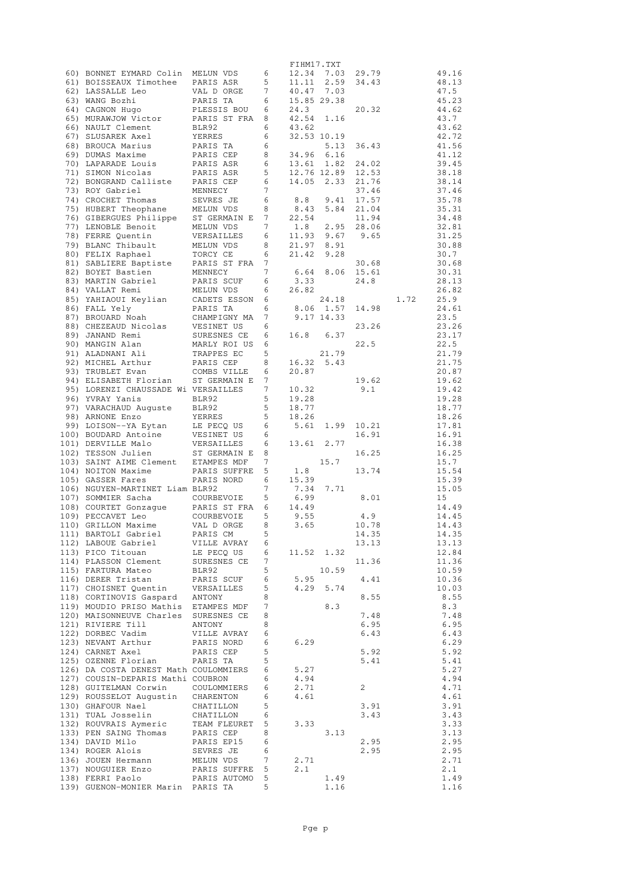| | | | | | | | | |
|---|---|---|---|---|---|---|---|---|
| 60) | BONNET EYMARD Colin | MELUN VDS | 6 | 12.34 | 7.03 | 29.79 | | 49.16 |
| 61) | BOISSEAUX Timothee | PARIS ASR | 5 | 11.11 | 2.59 | 34.43 | | 48.13 |
| 62) | LASSALLE Leo | VAL D ORGE | 7 | 40.47 | 7.03 | | | 47.5 |
| 63) | WANG Bozhi | PARIS TA | 6 | 15.85 | 29.38 | | | 45.23 |
| 64) | CAGNON Hugo | PLESSIS BOU | 6 | 24.3 | | 20.32 | | 44.62 |
| 65) | MURAWJOW Victor | PARIS ST FRA | 8 | 42.54 | 1.16 | | | 43.7 |
| 66) | NAULT Clement | BLR92 | 6 | 43.62 | | | | 43.62 |
| 67) | SLUSAREK Axel | YERRES | 6 | 32.53 | 10.19 | | | 42.72 |
| 68) | BROUCA Marius | PARIS TA | 6 | | 5.13 | 36.43 | | 41.56 |
| 69) | DUMAS Maxime | PARIS CEP | 8 | 34.96 | 6.16 | | | 41.12 |
| 70) | LAPARADE Louis | PARIS ASR | 6 | 13.61 | 1.82 | 24.02 | | 39.45 |
| 71) | SIMON Nicolas | PARIS ASR | 5 | 12.76 | 12.89 | 12.53 | | 38.18 |
| 72) | BONGRAND Calliste | PARIS CEP | 6 | 14.05 | 2.33 | 21.76 | | 38.14 |
| 73) | ROY Gabriel | MENNECY | 7 | | | 37.46 | | 37.46 |
| 74) | CROCHET Thomas | SEVRES JE | 6 | 8.8 | 9.41 | 17.57 | | 35.78 |
| 75) | HUBERT Theophane | MELUN VDS | 8 | 8.43 | 5.84 | 21.04 | | 35.31 |
| 76) | GIBERGUES Philippe | ST GERMAIN E | 7 | 22.54 | | 11.94 | | 34.48 |
| 77) | LENOBLE Benoit | MELUN VDS | 7 | 1.8 | 2.95 | 28.06 | | 32.81 |
| 78) | FERRE Quentin | VERSAILLES | 6 | 11.93 | 9.67 | 9.65 | | 31.25 |
| 79) | BLANC Thibault | MELUN VDS | 8 | 21.97 | 8.91 | | | 30.88 |
| 80) | FELIX Raphael | TORCY CE | 6 | 21.42 | 9.28 | | | 30.7 |
| 81) | SABLIERE Baptiste | PARIS ST FRA | 7 | | | 30.68 | | 30.68 |
| 82) | BOYET Bastien | MENNECY | 7 | 6.64 | 8.06 | 15.61 | | 30.31 |
| 83) | MARTIN Gabriel | PARIS SCUF | 6 | 3.33 | | 24.8 | | 28.13 |
| 84) | VALLAT Remi | MELUN VDS | 6 | 26.82 | | | | 26.82 |
| 85) | YAHIAOUI Keylian | CADETS ESSON | 6 | | 24.18 | | 1.72 | 25.9 |
| 86) | FALL Yely | PARIS TA | 6 | 8.06 | 1.57 | 14.98 | | 24.61 |
| 87) | BROUARD Noah | CHAMPIGNY MA | 7 | 9.17 | 14.33 | | | 23.5 |
| 88) | CHEZEAUD Nicolas | VESINET US | 6 | | | 23.26 | | 23.26 |
| 89) | JANAND Remi | SURESNES CE | 6 | 16.8 | 6.37 | | | 23.17 |
| 90) | MANGIN Alan | MARLY ROI US | 6 | | | 22.5 | | 22.5 |
| 91) | ALADNANI Ali | TRAPPES EC | 5 | | 21.79 | | | 21.79 |
| 92) | MICHEL Arthur | PARIS CEP | 8 | 16.32 | 5.43 | | | 21.75 |
| 93) | TRUBLET Evan | COMBS VILLE | 6 | 20.87 | | | | 20.87 |
| 94) | ELISABETH Florian | ST GERMAIN E | 7 | | | 19.62 | | 19.62 |
| 95) | LORENZI CHAUSSADE Wi | VERSAILLES | 7 | 10.32 | | 9.1 | | 19.42 |
| 96) | YVRAY Yanis | BLR92 | 5 | 19.28 | | | | 19.28 |
| 97) | VARACHAUD Auguste | BLR92 | 5 | 18.77 | | | | 18.77 |
| 98) | ARNONE Enzo | YERRES | 5 | 18.26 | | | | 18.26 |
| 99) | LOISON--YA Eytan | LE PECQ US | 6 | 5.61 | 1.99 | 10.21 | | 17.81 |
| 100) | BOUDARD Antoine | VESINET US | 6 | | | 16.91 | | 16.91 |
| 101) | DERVILLE Malo | VERSAILLES | 6 | 13.61 | 2.77 | | | 16.38 |
| 102) | TESSON Julien | ST GERMAIN E | 8 | | | 16.25 | | 16.25 |
| 103) | SAINT AIME Clement | ETAMPES MDF | 7 | | 15.7 | | | 15.7 |
| 104) | NOITON Maxime | PARIS SUFFRE | 5 | 1.8 | | 13.74 | | 15.54 |
| 105) | GASSER Fares | PARIS NORD | 6 | 15.39 | | | | 15.39 |
| 106) | NGUYEN-MARTINET Liam | BLR92 | 7 | 7.34 | 7.71 | | | 15.05 |
| 107) | SOMMIER Sacha | COURBEVOIE | 5 | 6.99 | | 8.01 | | 15 |
| 108) | COURTET Gonzague | PARIS ST FRA | 6 | 14.49 | | | | 14.49 |
| 109) | PECCAVET Leo | COURBEVOIE | 5 | 9.55 | | 4.9 | | 14.45 |
| 110) | GRILLON Maxime | VAL D ORGE | 8 | 3.65 | | 10.78 | | 14.43 |
| 111) | BARTOLI Gabriel | PARIS CM | 5 | | | 14.35 | | 14.35 |
| 112) | LABOUE Gabriel | VILLE AVRAY | 6 | | | 13.13 | | 13.13 |
| 113) | PICO Titouan | LE PECQ US | 6 | 11.52 | 1.32 | | | 12.84 |
| 114) | PLASSON Clement | SURESNES CE | 7 | | | 11.36 | | 11.36 |
| 115) | FARTURA Mateo | BLR92 | 5 | | 10.59 | | | 10.59 |
| 116) | DERER Tristan | PARIS SCUF | 6 | 5.95 | | 4.41 | | 10.36 |
| 117) | CHOISNET Quentin | VERSAILLES | 5 | 4.29 | 5.74 | | | 10.03 |
| 118) | CORTINOVIS Gaspard | ANTONY | 8 | | | 8.55 | | 8.55 |
| 119) | MOUDIO PRISO Mathis | ETAMPES MDF | 7 | | 8.3 | | | 8.3 |
| 120) | MAISONNEUVE Charles | SURESNES CE | 8 | | | 7.48 | | 7.48 |
| 121) | RIVIERE Till | ANTONY | 8 | | | 6.95 | | 6.95 |
| 122) | DORBEC Vadim | VILLE AVRAY | 6 | | | 6.43 | | 6.43 |
| 123) | NEVANT Arthur | PARIS NORD | 6 | 6.29 | | | | 6.29 |
| 124) | CARNET Axel | PARIS CEP | 5 | | | 5.92 | | 5.92 |
| 125) | OZENNE Florian | PARIS TA | 5 | | | 5.41 | | 5.41 |
| 126) | DA COSTA DENEST Math | COULOMMIERS | 6 | 5.27 | | | | 5.27 |
| 127) | COUSIN-DEPARIS Mathi | COUBRON | 6 | 4.94 | | | | 4.94 |
| 128) | GUITELMAN Corwin | COULOMMIERS | 6 | 2.71 | | 2 | | 4.71 |
| 129) | ROUSSELOT Augustin | CHARENTON | 6 | 4.61 | | | | 4.61 |
| 130) | GHAFOUR Nael | CHATILLON | 5 | | | 3.91 | | 3.91 |
| 131) | TUAL Josselin | CHATILLON | 6 | | | 3.43 | | 3.43 |
| 132) | ROUVRAIS Aymeric | TEAM FLEURET | 5 | 3.33 | | | | 3.33 |
| 133) | PEN SAING Thomas | PARIS CEP | 8 | | 3.13 | | | 3.13 |
| 134) | DAVID Milo | PARIS EP15 | 6 | | | 2.95 | | 2.95 |
| 134) | ROGER Alois | SEVRES JE | 6 | | | 2.95 | | 2.95 |
| 136) | JOUEN Hermann | MELUN VDS | 7 | 2.71 | | | | 2.71 |
| 137) | NOUGUIER Enzo | PARIS SUFFRE | 5 | 2.1 | | | | 2.1 |
| 138) | FERRI Paolo | PARIS AUTOMO | 5 | | 1.49 | | | 1.49 |
| 139) | GUENON-MONIER Marin | PARIS TA | 5 | | 1.16 | | | 1.16 |